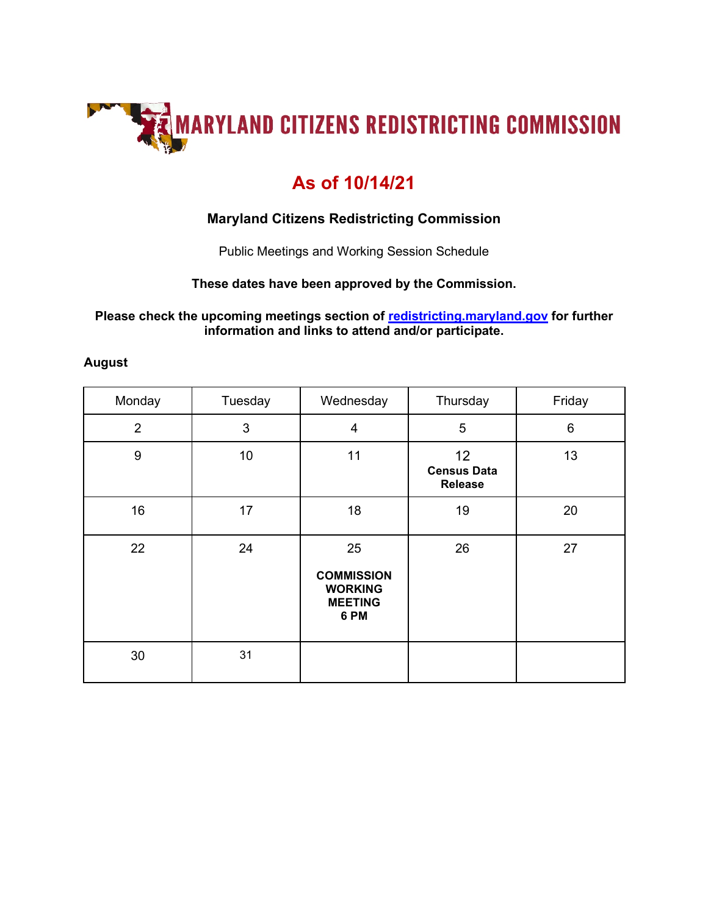# MARYLAND CITIZENS REDISTRICTING COMMISSION

## As of 10/14/21

**Maryland Citizens Redistricting Commission**

Public Meetings and Working Session Schedule

**These dates have been approved by the Commission.**

**Please check the upcoming meetings section of [redistricting.maryland.gov](redistricting.maryland.gov) for further information and links to attend and/or participate.**

**August**

| Monday | Tuesday | Wednesday | Thursday | Friday |
|---|---|---|---|---|
| 2 | 3 | 4 | 5 | 6 |
| 9 | 10 | 11 | 12 **Census Data Release** | 13 |
| 16 | 17 | 18 | 19 | 20 |
| 22 | 24 | 25 **COMMISSION WORKING MEETING 6 PM** | 26 | 27 |
| 30 | 31 | | | |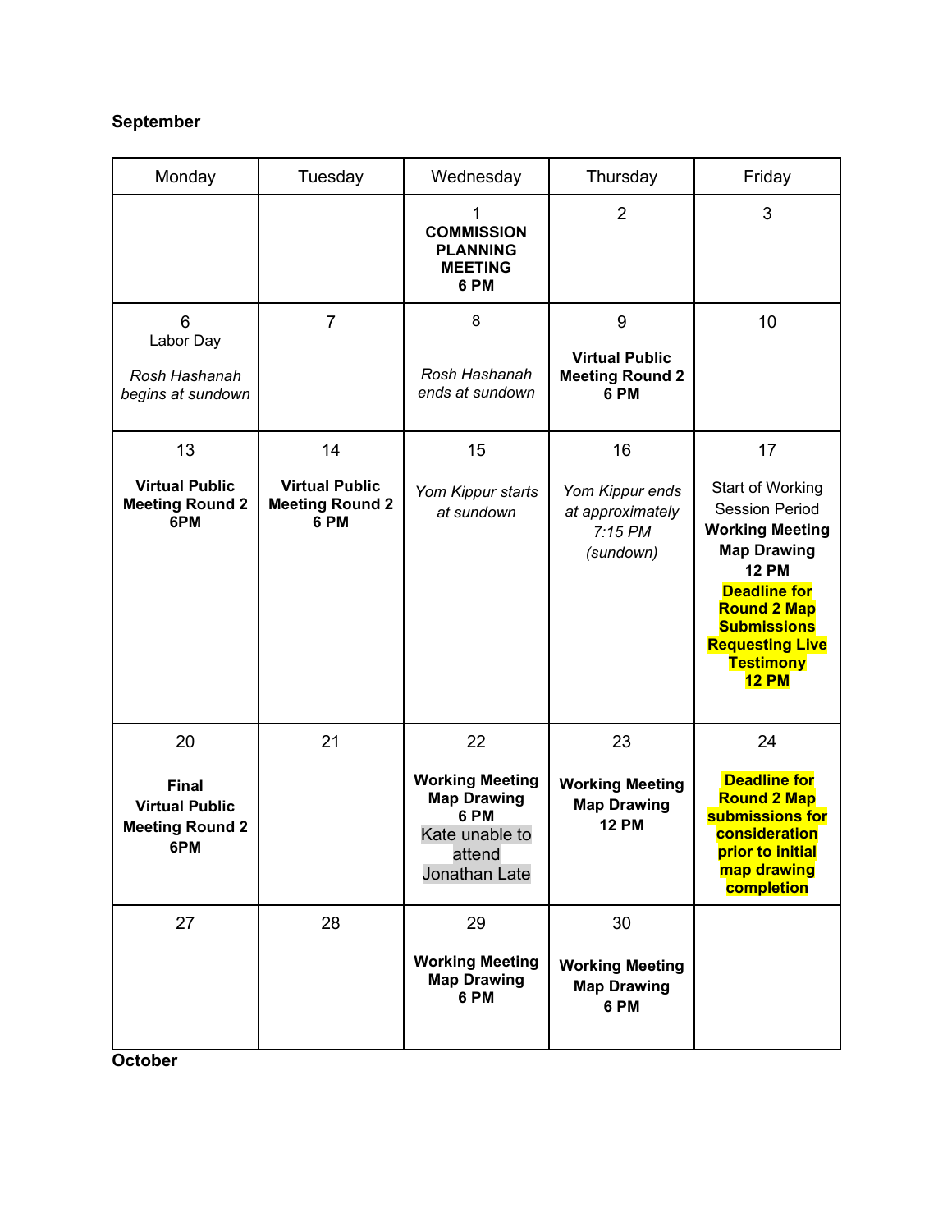**September**

| Monday | Tuesday | Wednesday | Thursday | Friday |
|---|---|---|---|---|
| | | 1 **COMMISSION PLANNING MEETING 6 PM** | 2 | 3 |
| 6 Labor Day *Rosh Hashanah begins at sundown* | 7 | 8 *Rosh Hashanah ends at sundown* | 9 **Virtual Public Meeting Round 2 6 PM** | 10 |
| 13 **Virtual Public Meeting Round 2 6PM** | 14 **Virtual Public Meeting Round 2 6 PM** | 15 *Yom Kippur starts at sundown* | 16 *Yom Kippur ends at approximately 7:15 PM (sundown)* | 17 Start of Working Session Period **Working Meeting Map Drawing 12 PM** **Deadline for Round 2 Map Submissions Requesting Live Testimony 12 PM** |
| 20 **Final Virtual Public Meeting Round 2 6PM** | 21 | 22 **Working Meeting Map Drawing 6 PM** Kate unable to attend Jonathan Late | 23 **Working Meeting Map Drawing 12 PM** | 24 **Deadline for Round 2 Map submissions for consideration prior to initial map drawing completion** |
| 27 | 28 | 29 **Working Meeting Map Drawing 6 PM** | 30 **Working Meeting Map Drawing 6 PM** | |

**October**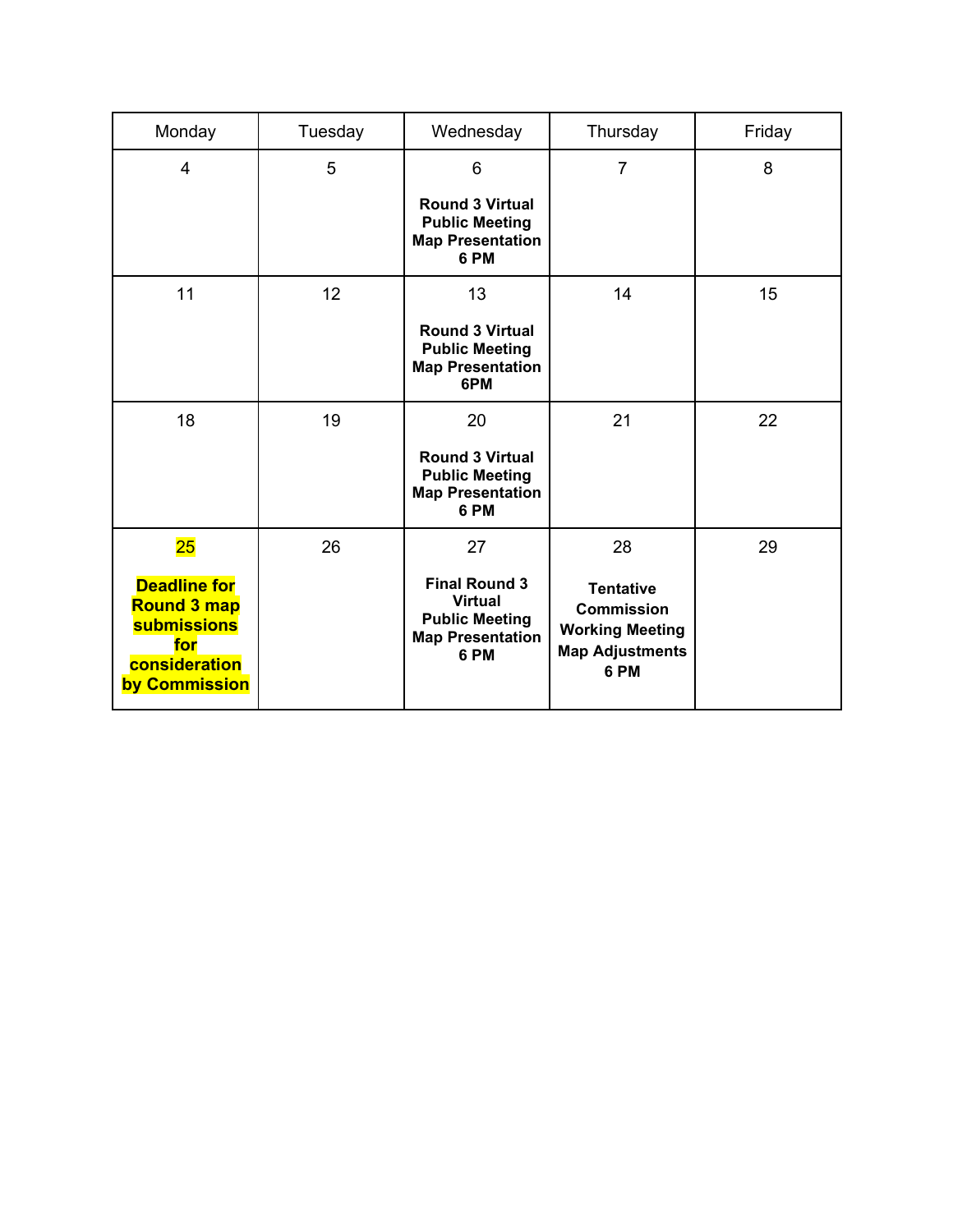| Monday | Tuesday | Wednesday | Thursday | Friday |
|---|---|---|---|---|
| 4 | 5 | 6<br>**Round 3 Virtual Public Meeting Map Presentation 6 PM** | 7 | 8 |
| 11 | 12 | 13<br>**Round 3 Virtual Public Meeting Map Presentation 6PM** | 14 | 15 |
| 18 | 19 | 20<br>**Round 3 Virtual Public Meeting Map Presentation 6 PM** | 21 | 22 |
| 25<br>**Deadline for Round 3 map submissions for consideration by Commission** | 26 | 27<br>**Final Round 3 Virtual Public Meeting Map Presentation 6 PM** | 28<br>**Tentative Commission Working Meeting Map Adjustments 6 PM** | 29 |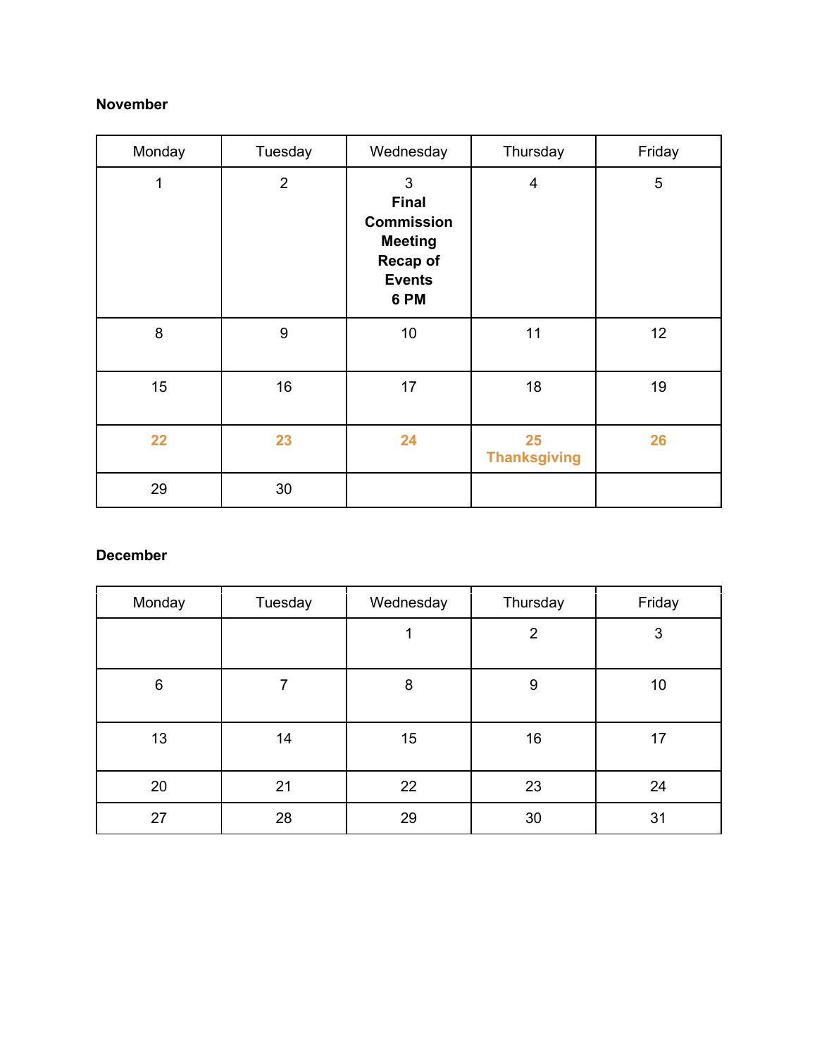**November**

| Monday | Tuesday | Wednesday | Thursday | Friday |
| --- | --- | --- | --- | --- |
| 1 | 2 | 3 **Final Commission Meeting Recap of Events 6 PM** | 4 | 5 |
| 8 | 9 | 10 | 11 | 12 |
| 15 | 16 | 17 | 18 | 19 |
| **22** | **23** | **24** | **25 Thanksgiving** | **26** |
| 29 | 30 | | | |

**December**

| Monday | Tuesday | Wednesday | Thursday | Friday |
| --- | --- | --- | --- | --- |
| | | 1 | 2 | 3 |
| 6 | 7 | 8 | 9 | 10 |
| 13 | 14 | 15 | 16 | 17 |
| 20 | 21 | 22 | 23 | 24 |
| 27 | 28 | 29 | 30 | 31 |